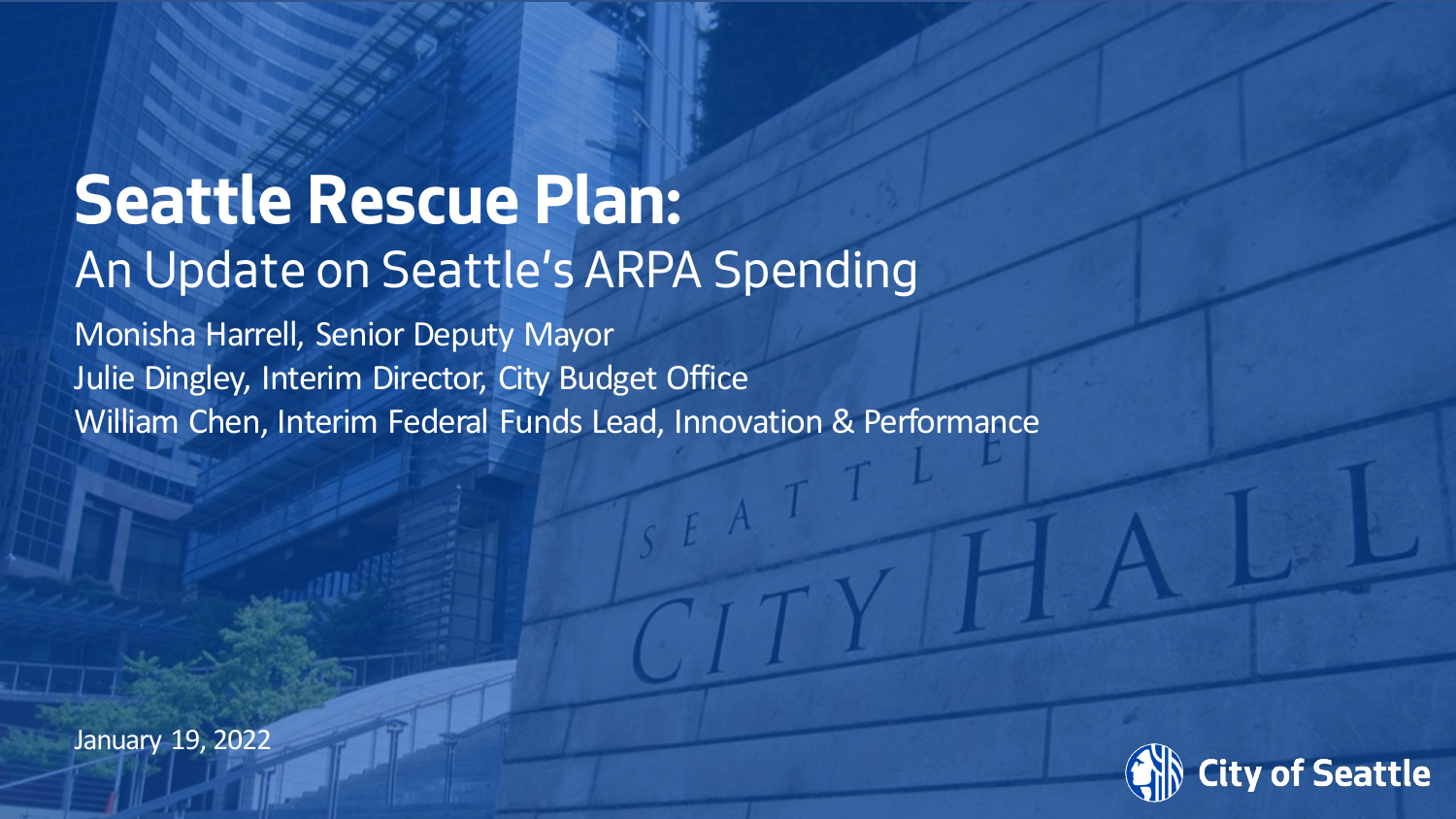# Seattle Rescue Plan:

## An Update on Seattle's ARPA Spending

Monisha Harrell, Senior Deputy Mayor

Julie Dingley, Interim Director, City Budget Office

William Chen, Interim Federal Funds Lead, Innovation & Performance

January 19, 2022

City of Seattle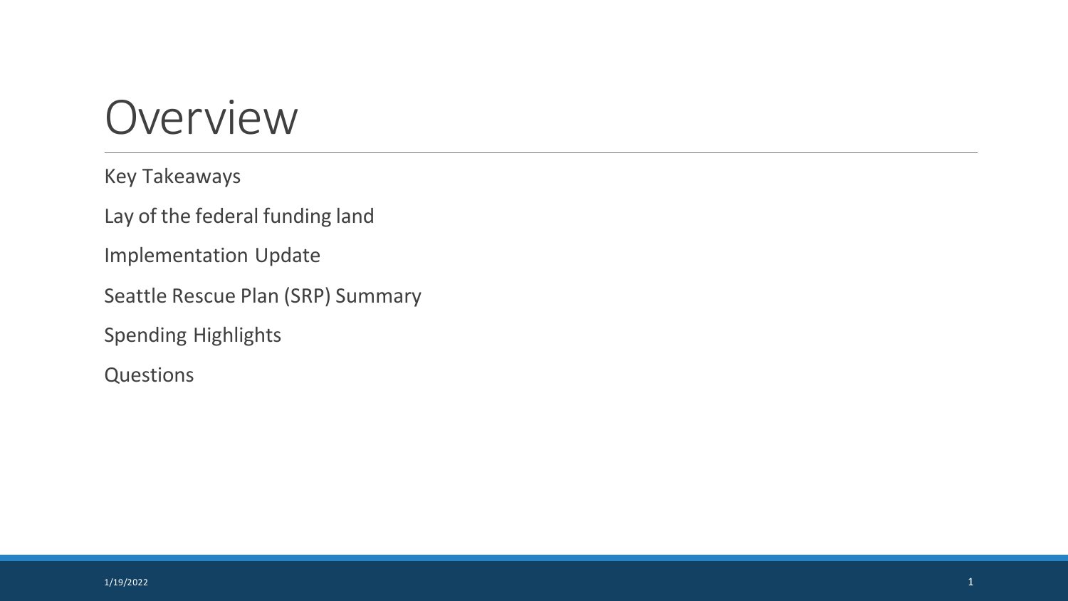# Overview

Key Takeaways

Lay of the federal funding land

Implementation Update

Seattle Rescue Plan (SRP) Summary

Spending Highlights

Questions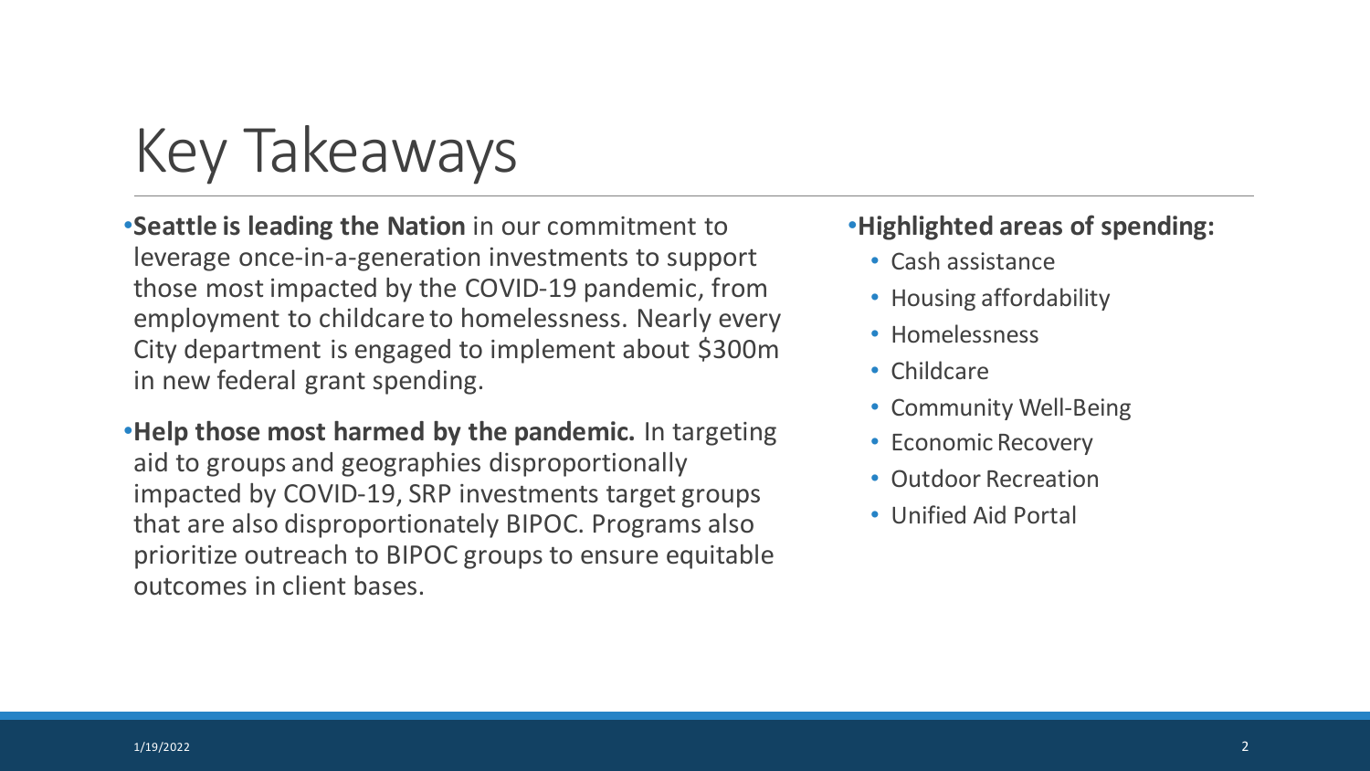# Key Takeaways

- **Seattle is leading the Nation** in our commitment to leverage once-in-a-generation investments to support those most impacted by the COVID-19 pandemic, from employment to childcare to homelessness. Nearly every City department is engaged to implement about $300m in new federal grant spending.
- **Help those most harmed by the pandemic.** In targeting aid to groups and geographies disproportionally impacted by COVID-19, SRP investments target groups that are also disproportionately BIPOC. Programs also prioritize outreach to BIPOC groups to ensure equitable outcomes in client bases.

- **Highlighted areas of spending:**
  - Cash assistance
  - Housing affordability
  - Homelessness
  - Childcare
  - Community Well-Being
  - Economic Recovery
  - Outdoor Recreation
  - Unified Aid Portal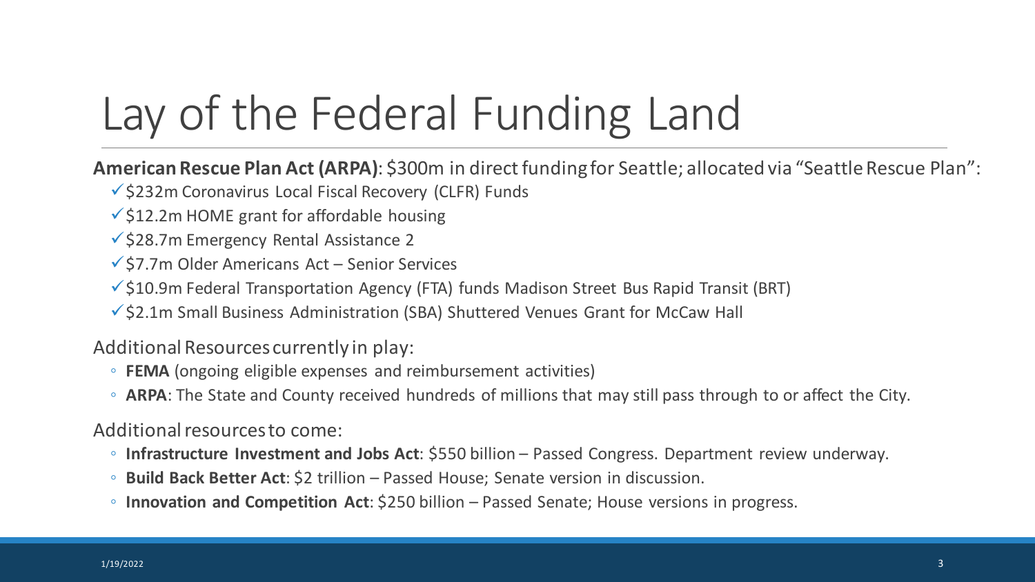# Lay of the Federal Funding Land

**American Rescue Plan Act (ARPA)**: $300m in direct funding for Seattle; allocated via "Seattle Rescue Plan":

- ✓ $232m Coronavirus Local Fiscal Recovery (CLFR) Funds
- ✓ $12.2m HOME grant for affordable housing
- ✓ $28.7m Emergency Rental Assistance 2
- ✓ $7.7m Older Americans Act – Senior Services
- ✓ $10.9m Federal Transportation Agency (FTA) funds Madison Street Bus Rapid Transit (BRT)
- ✓ $2.1m Small Business Administration (SBA) Shuttered Venues Grant for McCaw Hall

Additional Resources currently in play:

- **FEMA** (ongoing eligible expenses and reimbursement activities)
- **ARPA**: The State and County received hundreds of millions that may still pass through to or affect the City.

Additional resources to come:

- **Infrastructure Investment and Jobs Act**: $550 billion – Passed Congress. Department review underway.
- **Build Back Better Act**: $2 trillion – Passed House; Senate version in discussion.
- **Innovation and Competition Act**: $250 billion – Passed Senate; House versions in progress.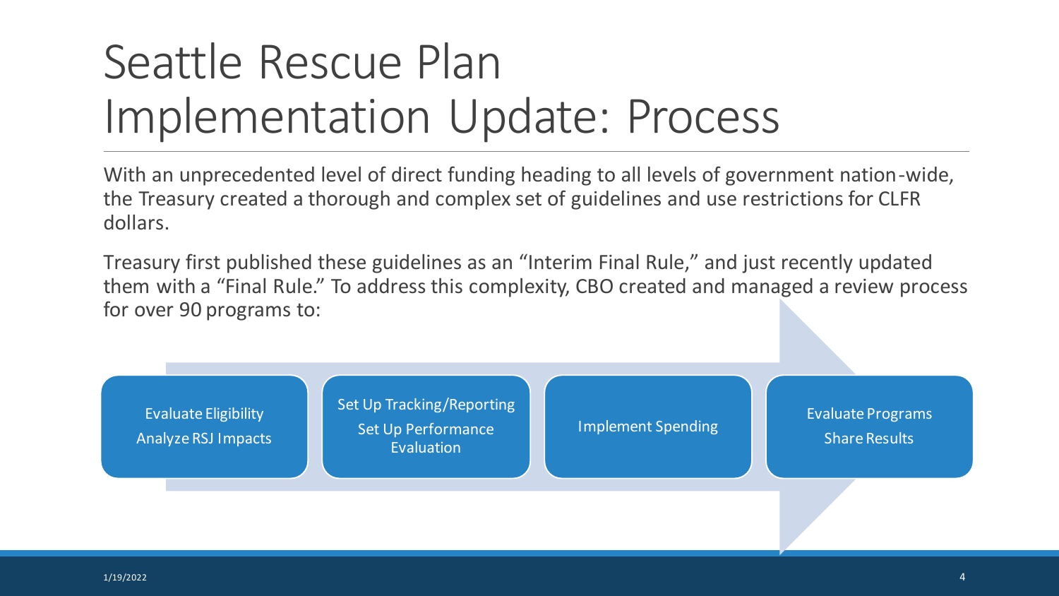# Seattle Rescue Plan Implementation Update: Process

With an unprecedented level of direct funding heading to all levels of government nation-wide, the Treasury created a thorough and complex set of guidelines and use restrictions for CLFR dollars.

Treasury first published these guidelines as an "Interim Final Rule," and just recently updated them with a "Final Rule." To address this complexity, CBO created and managed a review process for over 90 programs to:

1. Evaluate Eligibility
   Analyze RSJ Impacts
2. Set Up Tracking/Reporting
   Set Up Performance Evaluation
3. Implement Spending
4. Evaluate Programs
   Share Results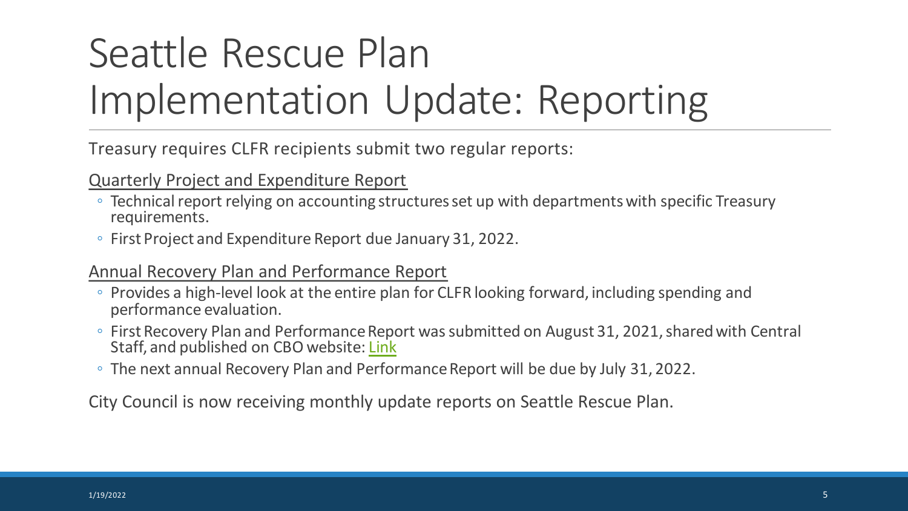# Seattle Rescue Plan Implementation Update: Reporting

Treasury requires CLFR recipients submit two regular reports:

<u>Quarterly Project and Expenditure Report</u>

- Technical report relying on accounting structures set up with departments with specific Treasury requirements.
- First Project and Expenditure Report due January 31, 2022.

<u>Annual Recovery Plan and Performance Report</u>

- Provides a high-level look at the entire plan for CLFR looking forward, including spending and performance evaluation.
- First Recovery Plan and Performance Report was submitted on August 31, 2021, shared with Central Staff, and published on CBO website: Link
- The next annual Recovery Plan and Performance Report will be due by July 31, 2022.

City Council is now receiving monthly update reports on Seattle Rescue Plan.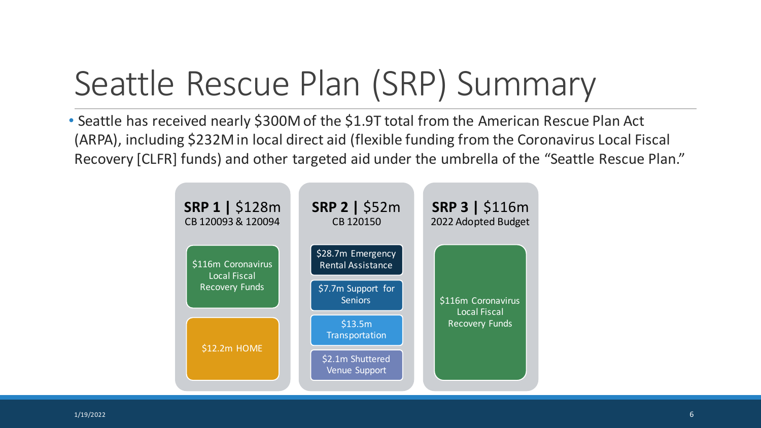# Seattle Rescue Plan (SRP) Summary

- Seattle has received nearly $300M of the $1.9T total from the American Rescue Plan Act (ARPA), including $232M in local direct aid (flexible funding from the Coronavirus Local Fiscal Recovery [CLFR] funds) and other targeted aid under the umbrella of the "Seattle Rescue Plan."

**SRP 1 |** $128m
CB 120093 & 120094

- $116m Coronavirus Local Fiscal Recovery Funds
- $12.2m HOME

**SRP 2 |** $52m
CB 120150

- $28.7m Emergency Rental Assistance
- $7.7m Support for Seniors
- $13.5m Transportation
- $2.1m Shuttered Venue Support

**SRP 3 |** $116m
2022 Adopted Budget

- $116m Coronavirus Local Fiscal Recovery Funds

1/19/2022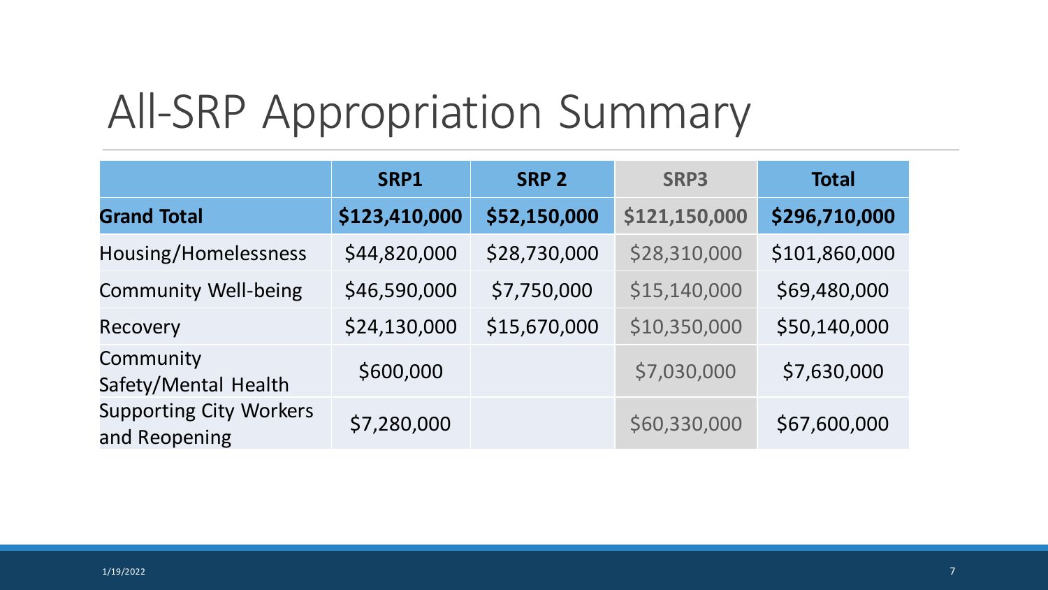# All-SRP Appropriation Summary

| | SRP1 | SRP 2 | SRP3 | Total |
|---|---|---|---|---|
| **Grand Total** | **$123,410,000** | **$52,150,000** | **$121,150,000** | **$296,710,000** |
| Housing/Homelessness | $44,820,000 | $28,730,000 | $28,310,000 | $101,860,000 |
| Community Well-being | $46,590,000 | $7,750,000 | $15,140,000 | $69,480,000 |
| Recovery | $24,130,000 | $15,670,000 | $10,350,000 | $50,140,000 |
| Community Safety/Mental Health | $600,000 | | $7,030,000 | $7,630,000 |
| Supporting City Workers and Reopening | $7,280,000 | | $60,330,000 | $67,600,000 |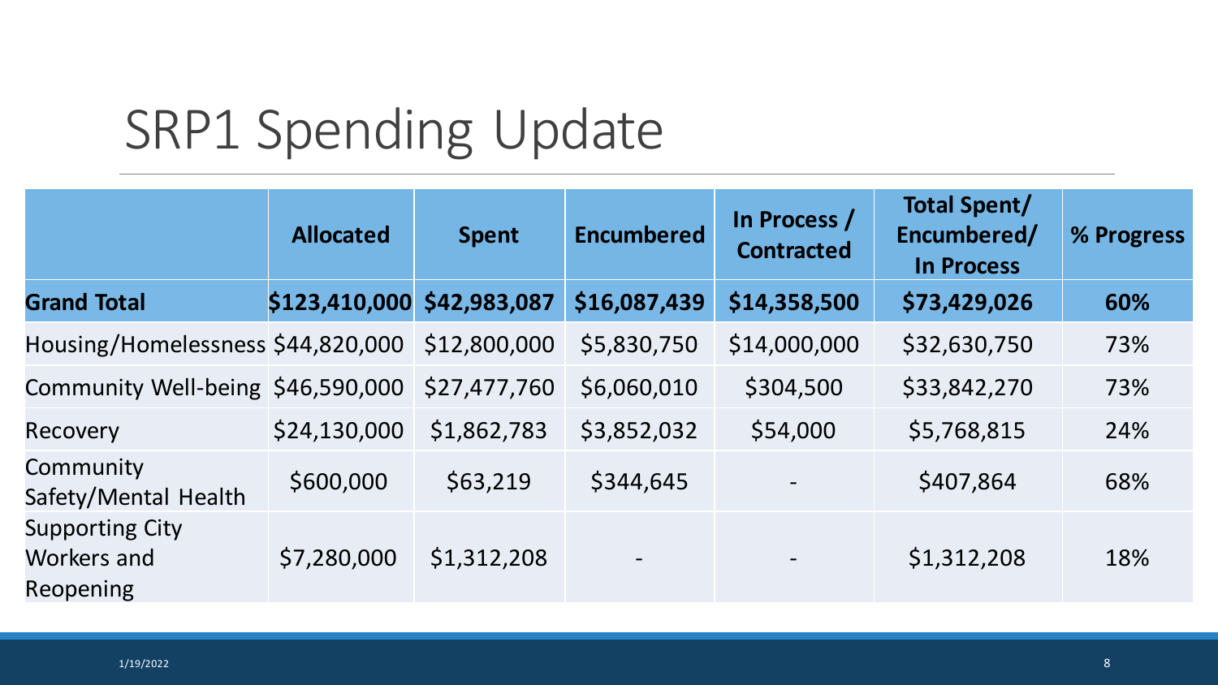# SRP1 Spending Update

| | Allocated | Spent | Encumbered | In Process / Contracted | Total Spent/ Encumbered/ In Process | % Progress |
|---|---|---|---|---|---|---|
| **Grand Total** | **$123,410,000** | **$42,983,087** | **$16,087,439** | **$14,358,500** | **$73,429,026** | **60%** |
| Housing/Homelessness | $44,820,000 | $12,800,000 | $5,830,750 | $14,000,000 | $32,630,750 | 73% |
| Community Well-being | $46,590,000 | $27,477,760 | $6,060,010 | $304,500 | $33,842,270 | 73% |
| Recovery | $24,130,000 | $1,862,783 | $3,852,032 | $54,000 | $5,768,815 | 24% |
| Community Safety/Mental Health | $600,000 | $63,219 | $344,645 | - | $407,864 | 68% |
| Supporting City Workers and Reopening | $7,280,000 | $1,312,208 | - | - | $1,312,208 | 18% |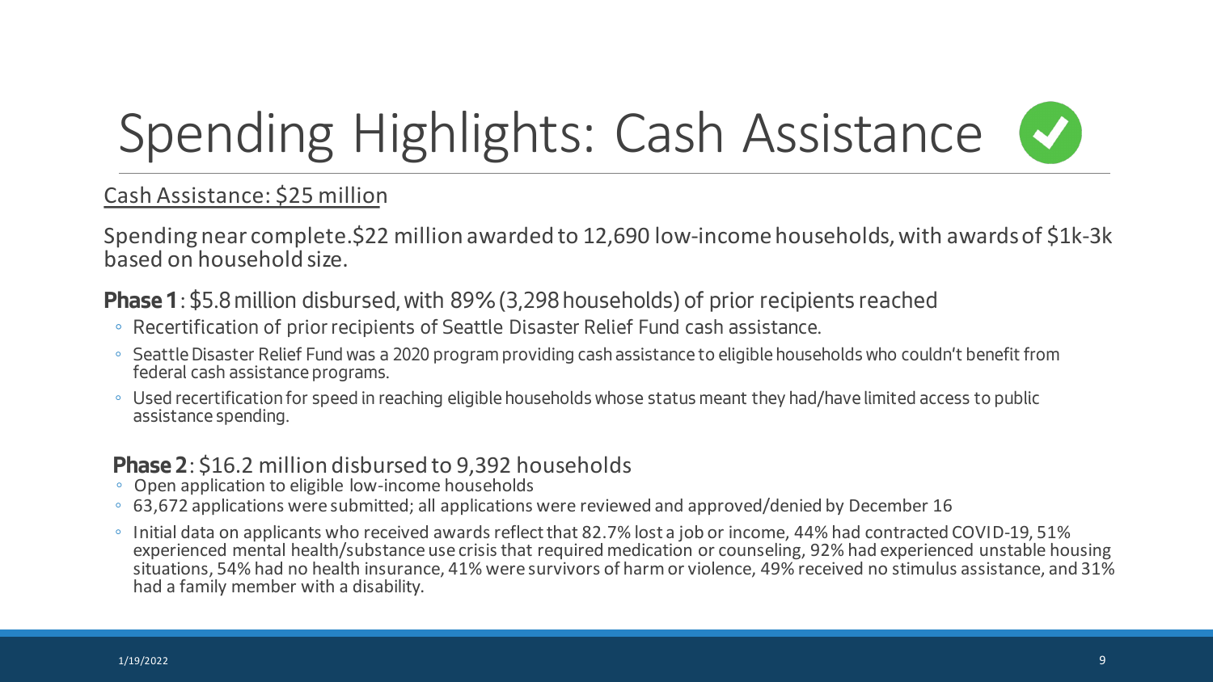# Spending Highlights: Cash Assistance

Cash Assistance: $25 million

Spending near complete.$22 million awarded to 12,690 low-income households, with awards of $1k-3k based on household size.

**Phase 1**: $5.8 million disbursed, with 89% (3,298 households) of prior recipients reached

- Recertification of prior recipients of Seattle Disaster Relief Fund cash assistance.
- Seattle Disaster Relief Fund was a 2020 program providing cash assistance to eligible households who couldn't benefit from federal cash assistance programs.
- Used recertification for speed in reaching eligible households whose status meant they had/have limited access to public assistance spending.

**Phase 2**: $16.2 million disbursed to 9,392 households

- Open application to eligible low-income households
- 63,672 applications were submitted; all applications were reviewed and approved/denied by December 16
- Initial data on applicants who received awards reflect that 82.7% lost a job or income, 44% had contracted COVID-19, 51% experienced mental health/substance use crisis that required medication or counseling, 92% had experienced unstable housing situations, 54% had no health insurance, 41% were survivors of harm or violence, 49% received no stimulus assistance, and 31% had a family member with a disability.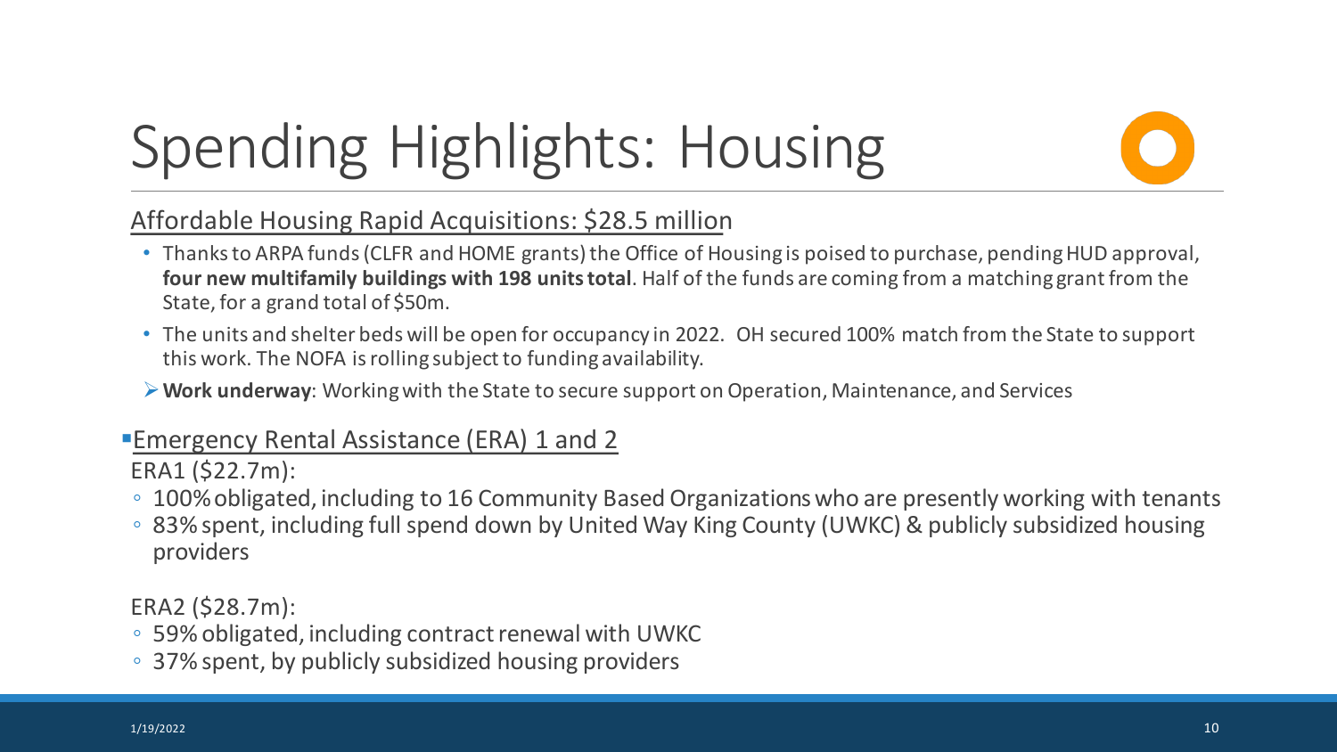# Spending Highlights: Housing

Affordable Housing Rapid Acquisitions: $28.5 million

- Thanks to ARPA funds (CLFR and HOME grants) the Office of Housing is poised to purchase, pending HUD approval, **four new multifamily buildings with 198 units total**. Half of the funds are coming from a matching grant from the State, for a grand total of $50m.
- The units and shelter beds will be open for occupancy in 2022. OH secured 100% match from the State to support this work. The NOFA is rolling subject to funding availability.

- **Work underway**: Working with the State to secure support on Operation, Maintenance, and Services

- Emergency Rental Assistance (ERA) 1 and 2

ERA1 ($22.7m):

- 100% obligated, including to 16 Community Based Organizations who are presently working with tenants
- 83% spent, including full spend down by United Way King County (UWKC) & publicly subsidized housing providers

ERA2 ($28.7m):

- 59% obligated, including contract renewal with UWKC
- 37% spent, by publicly subsidized housing providers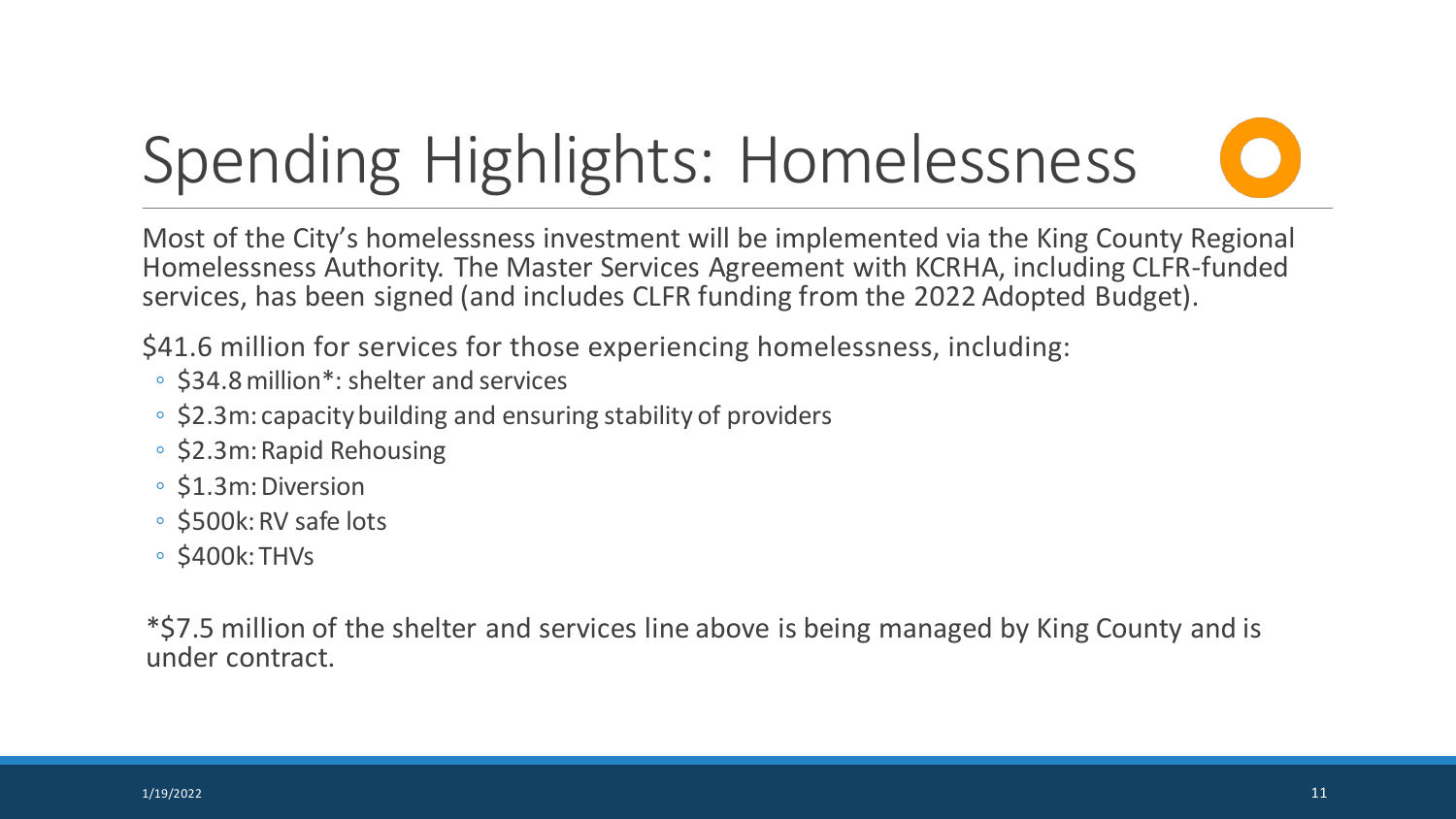# Spending Highlights: Homelessness

Most of the City's homelessness investment will be implemented via the King County Regional Homelessness Authority. The Master Services Agreement with KCRHA, including CLFR-funded services, has been signed (and includes CLFR funding from the 2022 Adopted Budget).

$41.6 million for services for those experiencing homelessness, including:

- $34.8 million*: shelter and services
- $2.3m: capacity building and ensuring stability of providers
- $2.3m: Rapid Rehousing
- $1.3m: Diversion
- $500k: RV safe lots
- $400k: THVs

*$7.5 million of the shelter and services line above is being managed by King County and is under contract.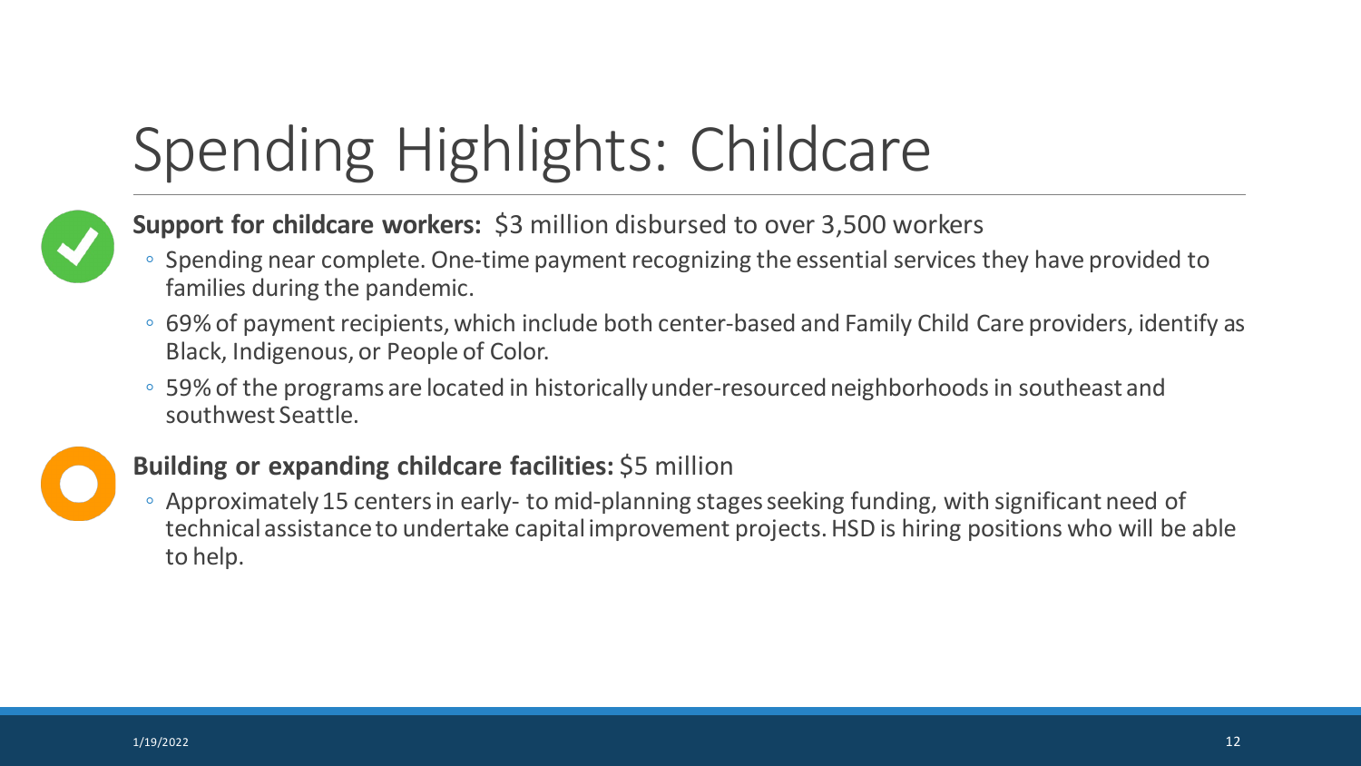# Spending Highlights: Childcare

**Support for childcare workers:** $3 million disbursed to over 3,500 workers

- Spending near complete. One-time payment recognizing the essential services they have provided to families during the pandemic.
- 69% of payment recipients, which include both center-based and Family Child Care providers, identify as Black, Indigenous, or People of Color.
- 59% of the programs are located in historically under-resourced neighborhoods in southeast and southwest Seattle.

**Building or expanding childcare facilities:** $5 million

- Approximately 15 centers in early- to mid-planning stages seeking funding, with significant need of technical assistance to undertake capital improvement projects. HSD is hiring positions who will be able to help.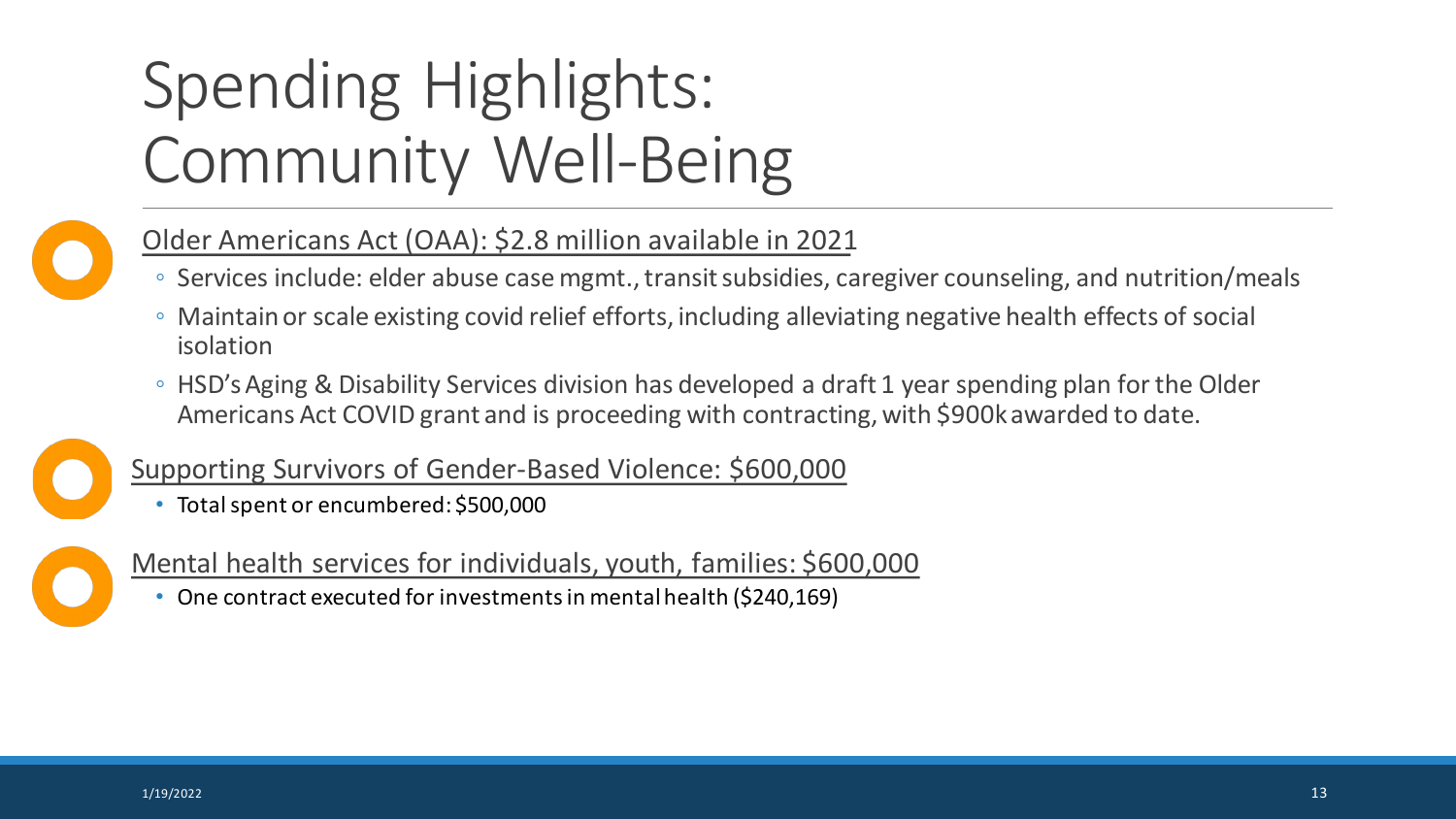# Spending Highlights: Community Well-Being

Older Americans Act (OAA): $2.8 million available in 2021

- Services include: elder abuse case mgmt., transit subsidies, caregiver counseling, and nutrition/meals
- Maintain or scale existing covid relief efforts, including alleviating negative health effects of social isolation
- HSD's Aging & Disability Services division has developed a draft 1 year spending plan for the Older Americans Act COVID grant and is proceeding with contracting, with $900k awarded to date.

Supporting Survivors of Gender-Based Violence: $600,000

- Total spent or encumbered: $500,000

Mental health services for individuals, youth, families: $600,000

- One contract executed for investments in mental health ($240,169)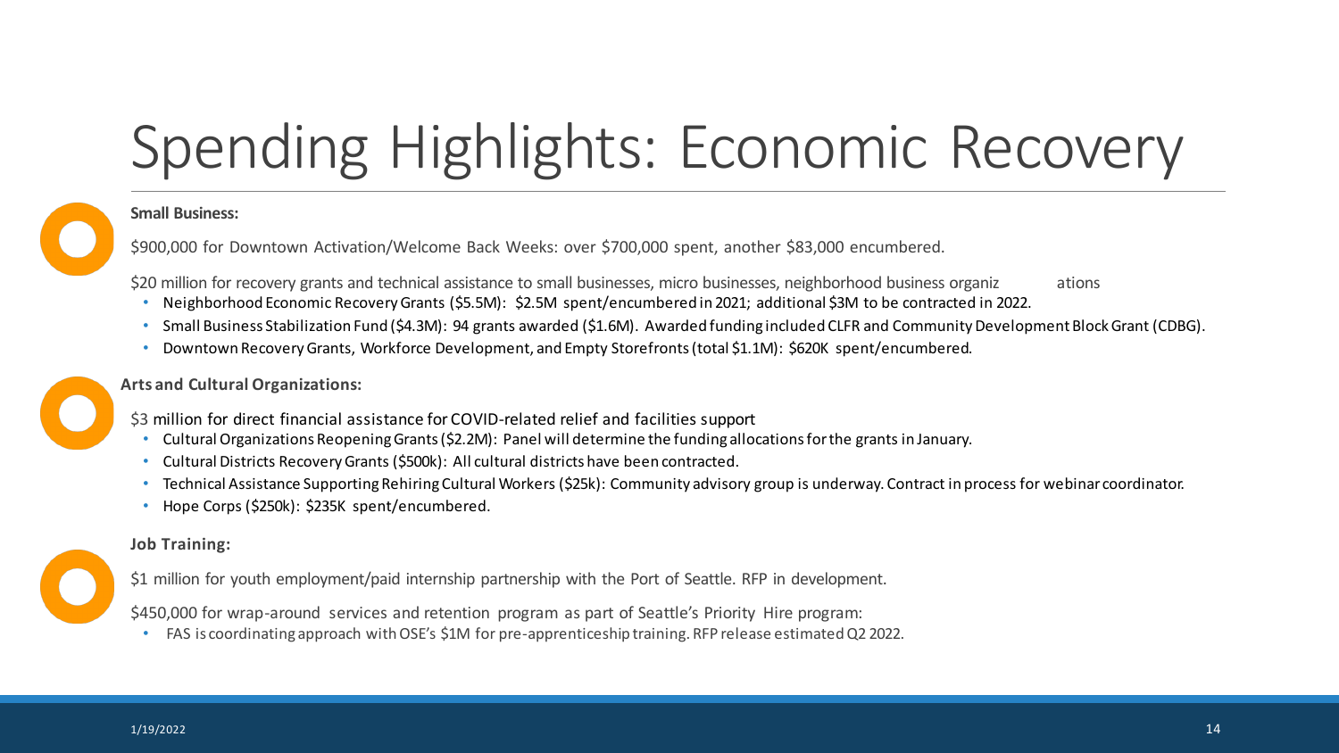# Spending Highlights: Economic Recovery

**Small Business:**

$900,000 for Downtown Activation/Welcome Back Weeks: over $700,000 spent, another $83,000 encumbered.

$20 million for recovery grants and technical assistance to small businesses, micro businesses, neighborhood business organizations

- Neighborhood Economic Recovery Grants ($5.5M): $2.5M spent/encumbered in 2021; additional $3M to be contracted in 2022.
- Small Business Stabilization Fund ($4.3M): 94 grants awarded ($1.6M). Awarded funding included CLFR and Community Development Block Grant (CDBG).
- Downtown Recovery Grants, Workforce Development, and Empty Storefronts (total $1.1M): $620K spent/encumbered.

**Arts and Cultural Organizations:**

$3 million for direct financial assistance for COVID-related relief and facilities support

- Cultural Organizations Reopening Grants ($2.2M): Panel will determine the funding allocations for the grants in January.
- Cultural Districts Recovery Grants ($500k): All cultural districts have been contracted.
- Technical Assistance Supporting Rehiring Cultural Workers ($25k): Community advisory group is underway. Contract in process for webinar coordinator.
- Hope Corps ($250k): $235K spent/encumbered.

**Job Training:**

$1 million for youth employment/paid internship partnership with the Port of Seattle. RFP in development.

$450,000 for wrap-around services and retention program as part of Seattle's Priority Hire program:

- FAS is coordinating approach with OSE's $1M for pre-apprenticeship training. RFP release estimated Q2 2022.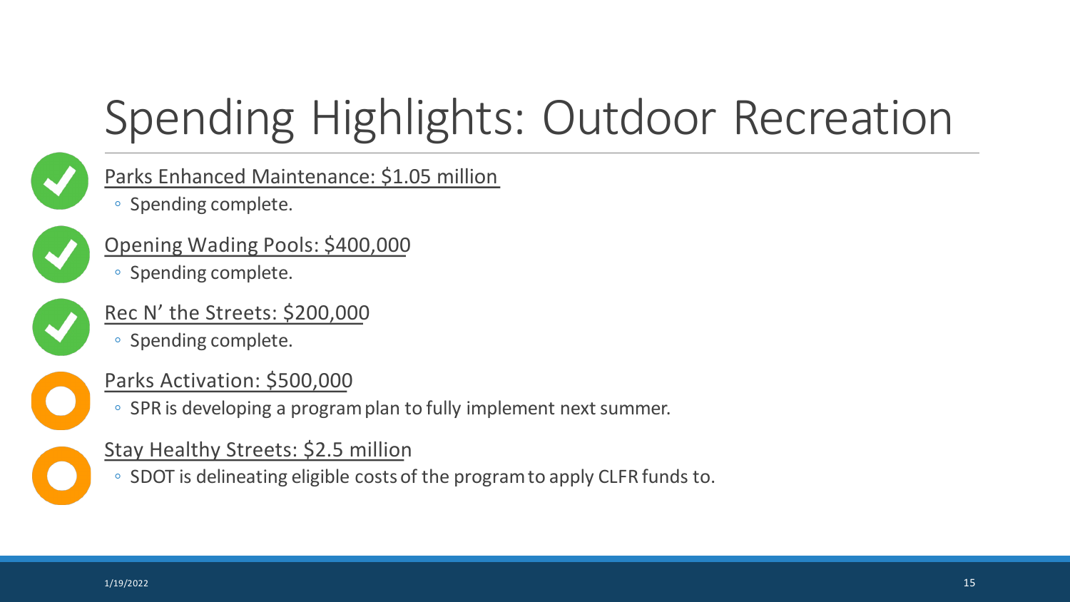# Spending Highlights: Outdoor Recreation

Parks Enhanced Maintenance: $1.05 million

- Spending complete.

Opening Wading Pools: $400,000

- Spending complete.

Rec N' the Streets: $200,000

- Spending complete.

Parks Activation: $500,000

- SPR is developing a program plan to fully implement next summer.

Stay Healthy Streets: $2.5 million

- SDOT is delineating eligible costs of the program to apply CLFR funds to.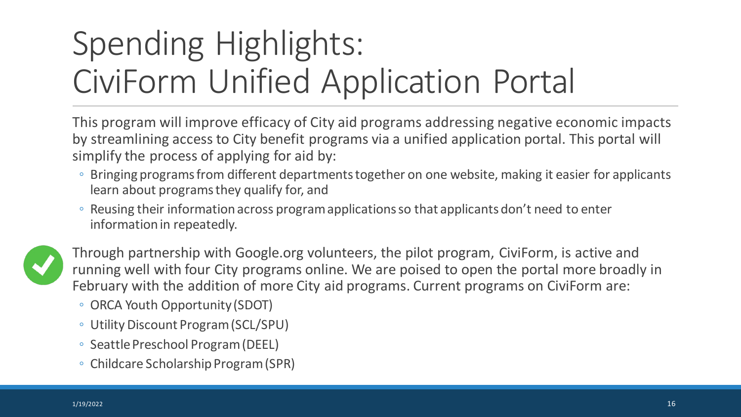# Spending Highlights: CiviForm Unified Application Portal

This program will improve efficacy of City aid programs addressing negative economic impacts by streamlining access to City benefit programs via a unified application portal. This portal will simplify the process of applying for aid by:

- Bringing programs from different departments together on one website, making it easier for applicants learn about programs they qualify for, and
- Reusing their information across program applications so that applicants don't need to enter information in repeatedly.

Through partnership with Google.org volunteers, the pilot program, CiviForm, is active and running well with four City programs online. We are poised to open the portal more broadly in February with the addition of more City aid programs. Current programs on CiviForm are:

- ORCA Youth Opportunity (SDOT)
- Utility Discount Program (SCL/SPU)
- Seattle Preschool Program (DEEL)
- Childcare Scholarship Program (SPR)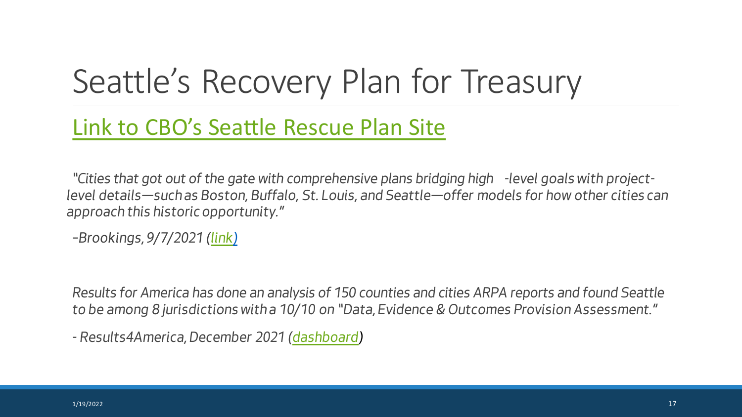# Seattle's Recovery Plan for Treasury

## Link to CBO's Seattle Rescue Plan Site

*"Cities that got out of the gate with comprehensive plans bridging high -level goals with project-level details—such as Boston, Buffalo, St. Louis, and Seattle—offer models for how other cities can approach this historic opportunity."*

*–Brookings, 9/7/2021 (link)*

*Results for America has done an analysis of 150 counties and cities ARPA reports and found Seattle to be among 8 jurisdictions with a 10/10 on "Data, Evidence & Outcomes Provision Assessment."*

*- Results4America, December 2021 (dashboard)*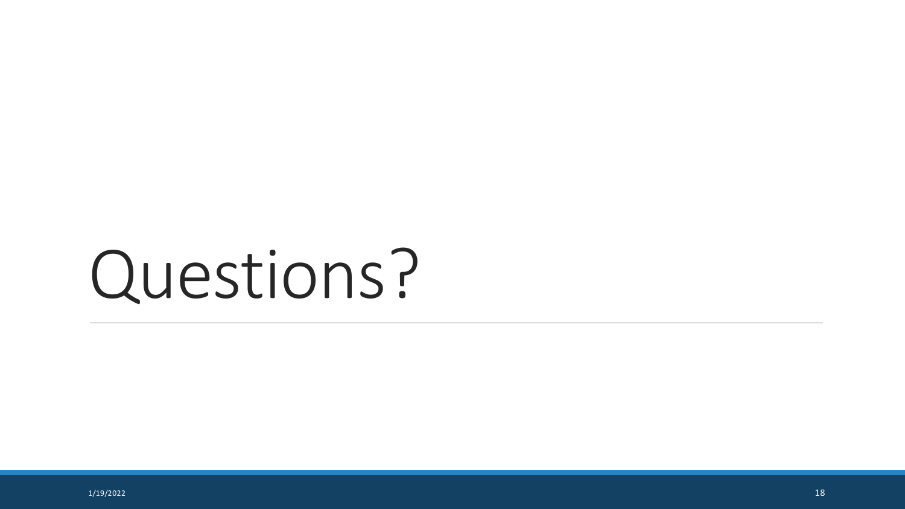# Questions?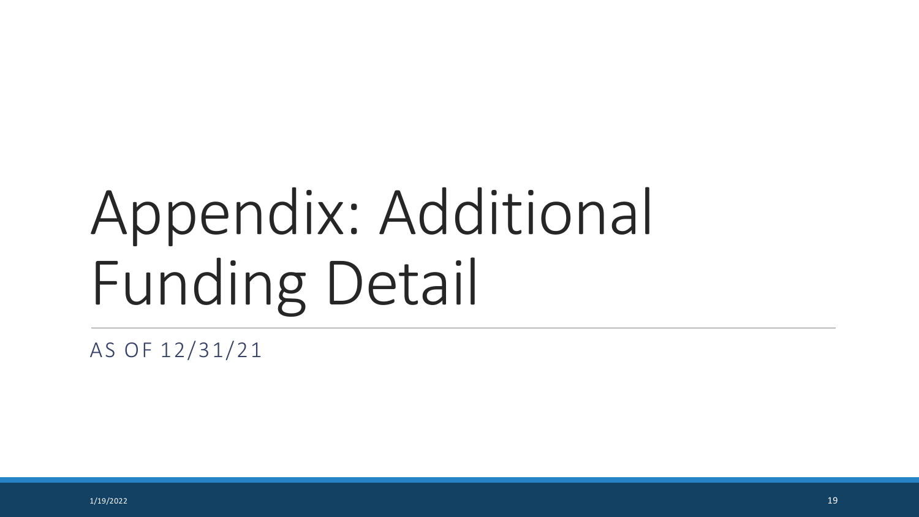# Appendix: Additional Funding Detail

AS OF 12/31/21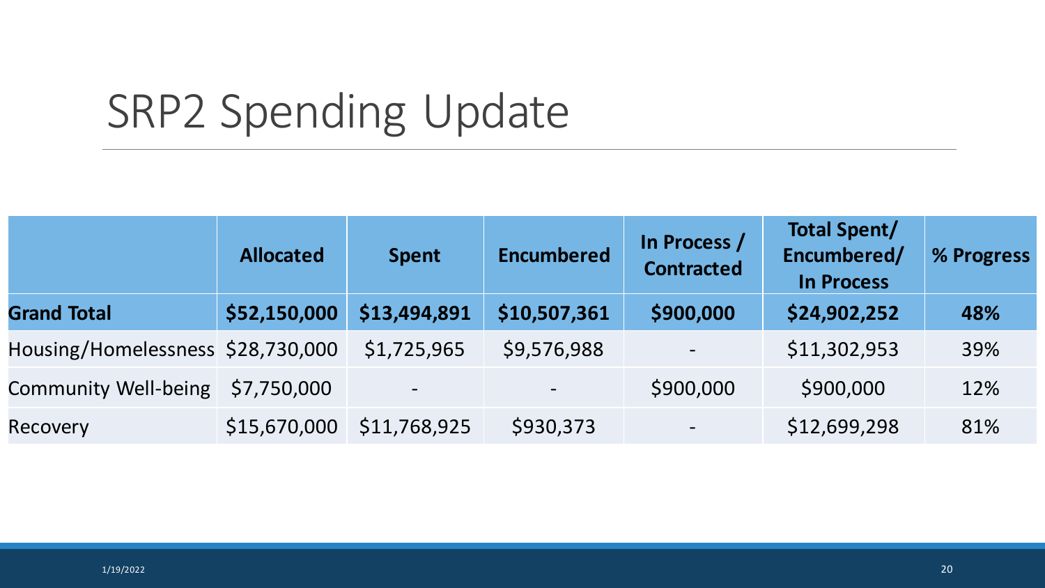# SRP2 Spending Update

| | Allocated | Spent | Encumbered | In Process / Contracted | Total Spent/ Encumbered/ In Process | % Progress |
|---|---|---|---|---|---|---|
| **Grand Total** | **$52,150,000** | **$13,494,891** | **$10,507,361** | **$900,000** | **$24,902,252** | **48%** |
| Housing/Homelessness | $28,730,000 | $1,725,965 | $9,576,988 | - | $11,302,953 | 39% |
| Community Well-being | $7,750,000 | - | - | $900,000 | $900,000 | 12% |
| Recovery | $15,670,000 | $11,768,925 | $930,373 | - | $12,699,298 | 81% |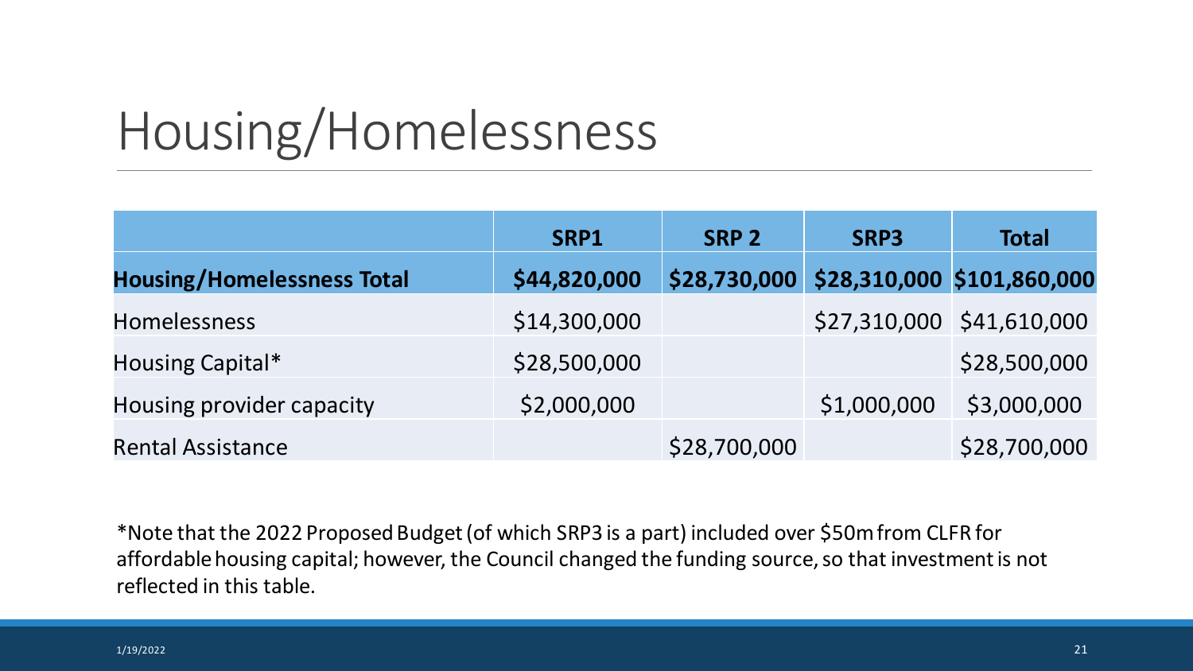# Housing/Homelessness

| | SRP1 | SRP 2 | SRP3 | Total |
|---|---|---|---|---|
| **Housing/Homelessness Total** | **$44,820,000** | **$28,730,000** | **$28,310,000** | **$101,860,000** |
| Homelessness | $14,300,000 | | $27,310,000 | $41,610,000 |
| Housing Capital* | $28,500,000 | | | $28,500,000 |
| Housing provider capacity | $2,000,000 | | $1,000,000 | $3,000,000 |
| Rental Assistance | | $28,700,000 | | $28,700,000 |

*Note that the 2022 Proposed Budget (of which SRP3 is a part) included over $50m from CLFR for affordable housing capital; however, the Council changed the funding source, so that investment is not reflected in this table.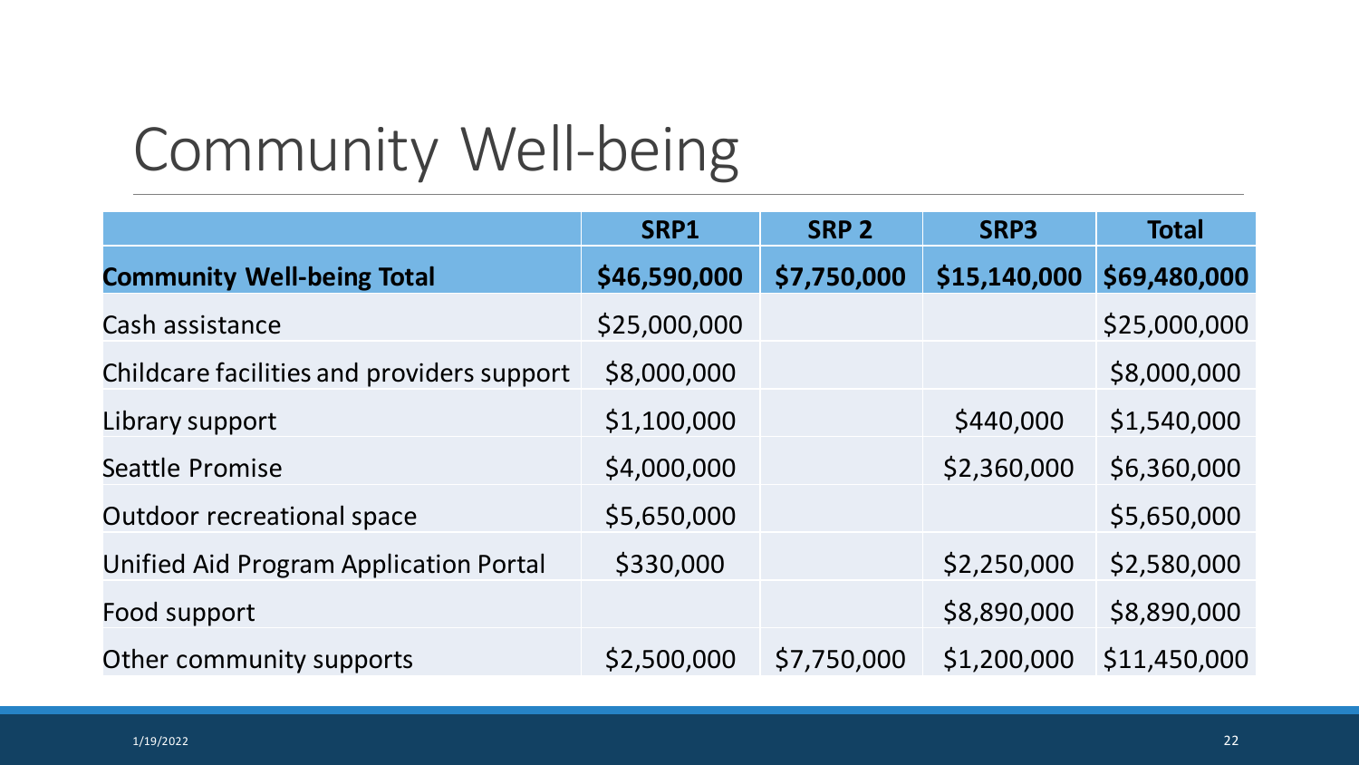# Community Well-being

| | SRP1 | SRP 2 | SRP3 | Total |
|---|---|---|---|---|
| **Community Well-being Total** | **$46,590,000** | **$7,750,000** | **$15,140,000** | **$69,480,000** |
| Cash assistance | $25,000,000 | | | $25,000,000 |
| Childcare facilities and providers support | $8,000,000 | | | $8,000,000 |
| Library support | $1,100,000 | | $440,000 | $1,540,000 |
| Seattle Promise | $4,000,000 | | $2,360,000 | $6,360,000 |
| Outdoor recreational space | $5,650,000 | | | $5,650,000 |
| Unified Aid Program Application Portal | $330,000 | | $2,250,000 | $2,580,000 |
| Food support | | | $8,890,000 | $8,890,000 |
| Other community supports | $2,500,000 | $7,750,000 | $1,200,000 | $11,450,000 |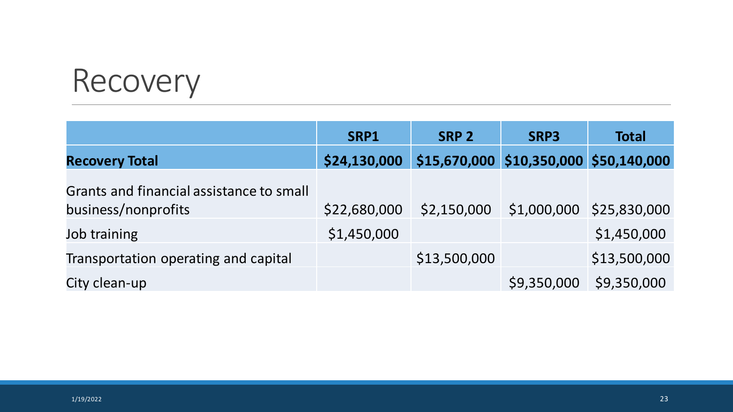# Recovery

| | SRP1 | SRP 2 | SRP3 | Total |
|---|---|---|---|---|
| **Recovery Total** | **$24,130,000** | **$15,670,000** | **$10,350,000** | **$50,140,000** |
| Grants and financial assistance to small business/nonprofits | $22,680,000 | $2,150,000 | $1,000,000 | $25,830,000 |
| Job training | $1,450,000 | | | $1,450,000 |
| Transportation operating and capital | | $13,500,000 | | $13,500,000 |
| City clean-up | | | $9,350,000 | $9,350,000 |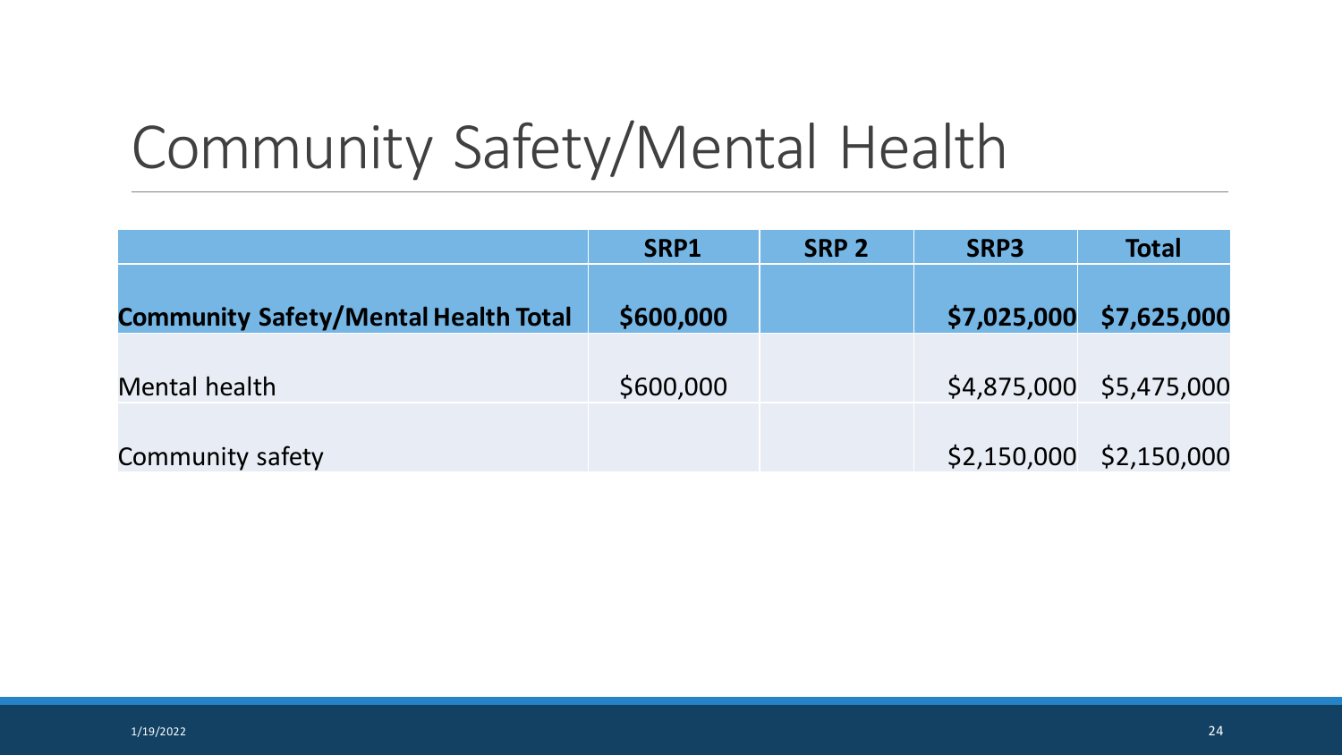# Community Safety/Mental Health

| | SRP1 | SRP 2 | SRP3 | Total |
|---|---|---|---|---|
| **Community Safety/Mental Health Total** | **$600,000** | | **$7,025,000** | **$7,625,000** |
| Mental health | $600,000 | | $4,875,000 | $5,475,000 |
| Community safety | | | $2,150,000 | $2,150,000 |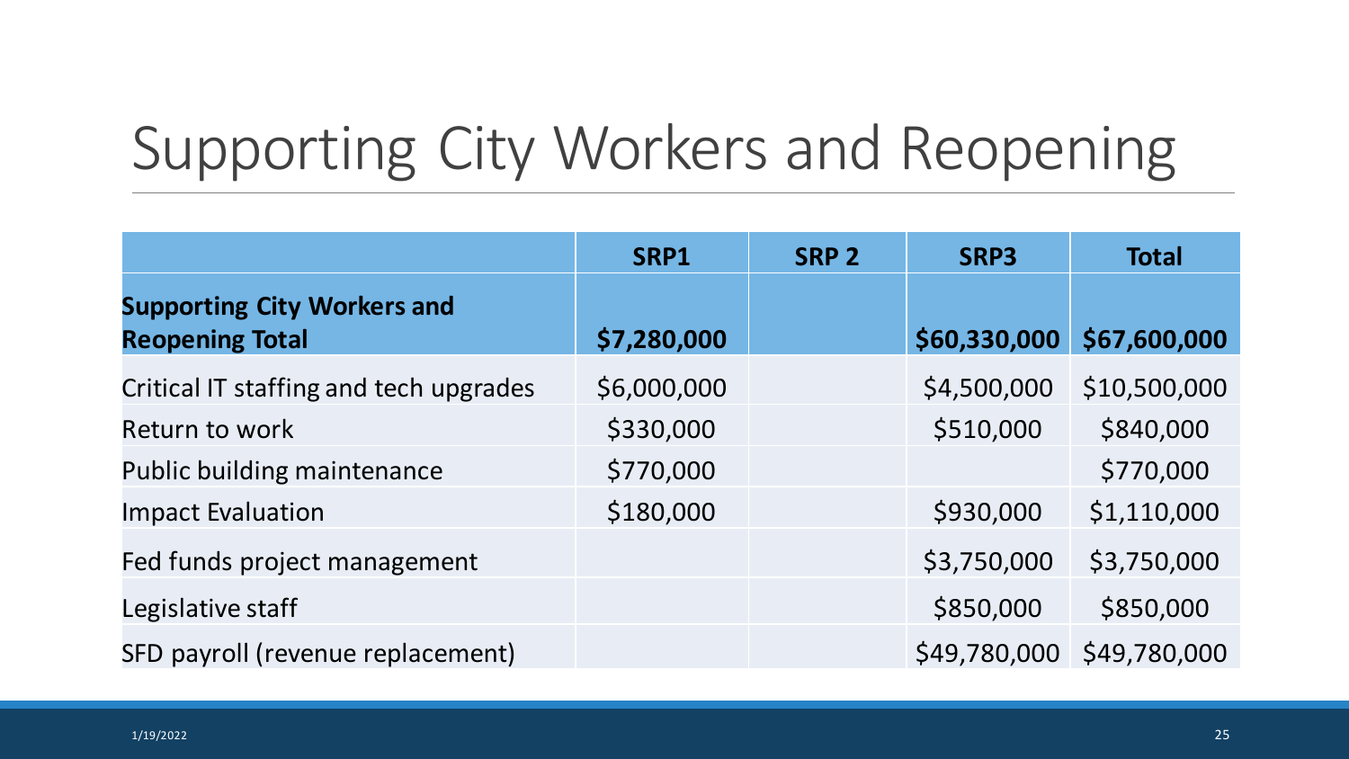# Supporting City Workers and Reopening

| | SRP1 | SRP 2 | SRP3 | Total |
|---|---|---|---|---|
| **Supporting City Workers and Reopening Total** | **$7,280,000** | | **$60,330,000** | **$67,600,000** |
| Critical IT staffing and tech upgrades | $6,000,000 | | $4,500,000 | $10,500,000 |
| Return to work | $330,000 | | $510,000 | $840,000 |
| Public building maintenance | $770,000 | | | $770,000 |
| Impact Evaluation | $180,000 | | $930,000 | $1,110,000 |
| Fed funds project management | | | $3,750,000 | $3,750,000 |
| Legislative staff | | | $850,000 | $850,000 |
| SFD payroll (revenue replacement) | | | $49,780,000 | $49,780,000 |

1/19/2022